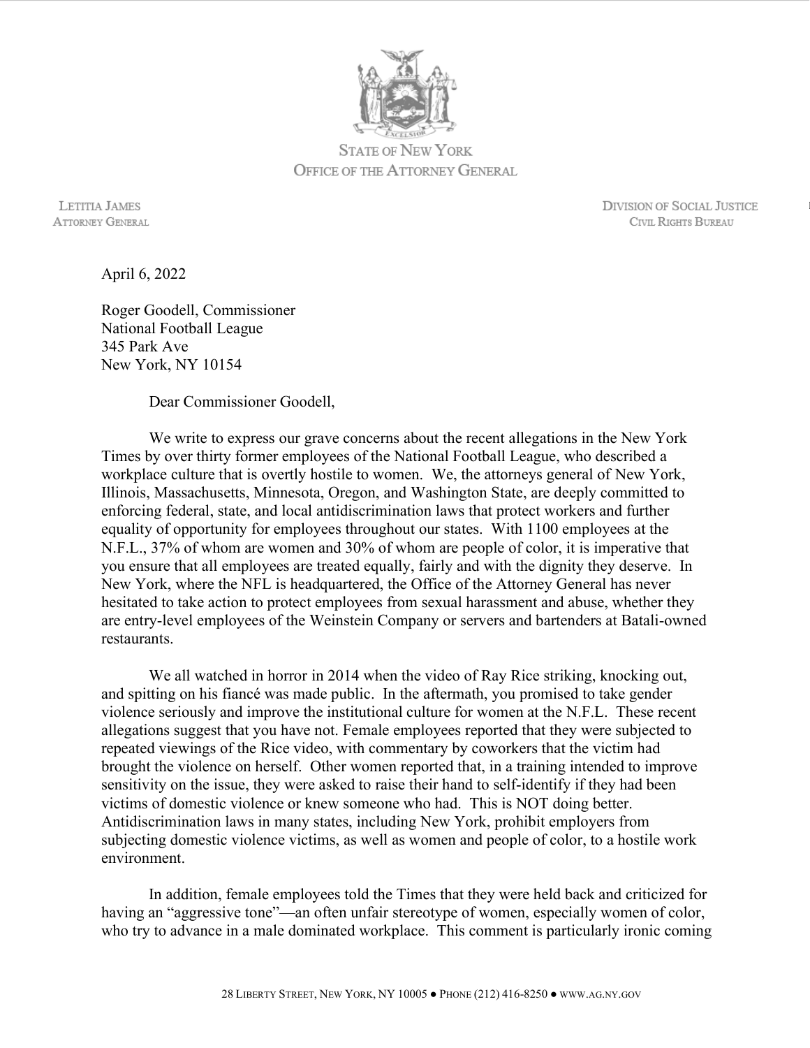STATE OF NEW YORK
OFFICE OF THE ATTORNEY GENERAL

LETITIA JAMES
ATTORNEY GENERAL

DIVISION OF SOCIAL JUSTICE
CIVIL RIGHTS BUREAU

April 6, 2022

Roger Goodell, Commissioner
National Football League
345 Park Ave
New York, NY 10154

Dear Commissioner Goodell,

We write to express our grave concerns about the recent allegations in the New York Times by over thirty former employees of the National Football League, who described a workplace culture that is overtly hostile to women. We, the attorneys general of New York, Illinois, Massachusetts, Minnesota, Oregon, and Washington State, are deeply committed to enforcing federal, state, and local antidiscrimination laws that protect workers and further equality of opportunity for employees throughout our states. With 1100 employees at the N.F.L., 37% of whom are women and 30% of whom are people of color, it is imperative that you ensure that all employees are treated equally, fairly and with the dignity they deserve. In New York, where the NFL is headquartered, the Office of the Attorney General has never hesitated to take action to protect employees from sexual harassment and abuse, whether they are entry-level employees of the Weinstein Company or servers and bartenders at Batali-owned restaurants.

We all watched in horror in 2014 when the video of Ray Rice striking, knocking out, and spitting on his fiancé was made public. In the aftermath, you promised to take gender violence seriously and improve the institutional culture for women at the N.F.L. These recent allegations suggest that you have not. Female employees reported that they were subjected to repeated viewings of the Rice video, with commentary by coworkers that the victim had brought the violence on herself. Other women reported that, in a training intended to improve sensitivity on the issue, they were asked to raise their hand to self-identify if they had been victims of domestic violence or knew someone who had. This is NOT doing better. Antidiscrimination laws in many states, including New York, prohibit employers from subjecting domestic violence victims, as well as women and people of color, to a hostile work environment.

In addition, female employees told the Times that they were held back and criticized for having an "aggressive tone"—an often unfair stereotype of women, especially women of color, who try to advance in a male dominated workplace. This comment is particularly ironic coming

28 LIBERTY STREET, NEW YORK, NY 10005 ● PHONE (212) 416-8250 ● WWW.AG.NY.GOV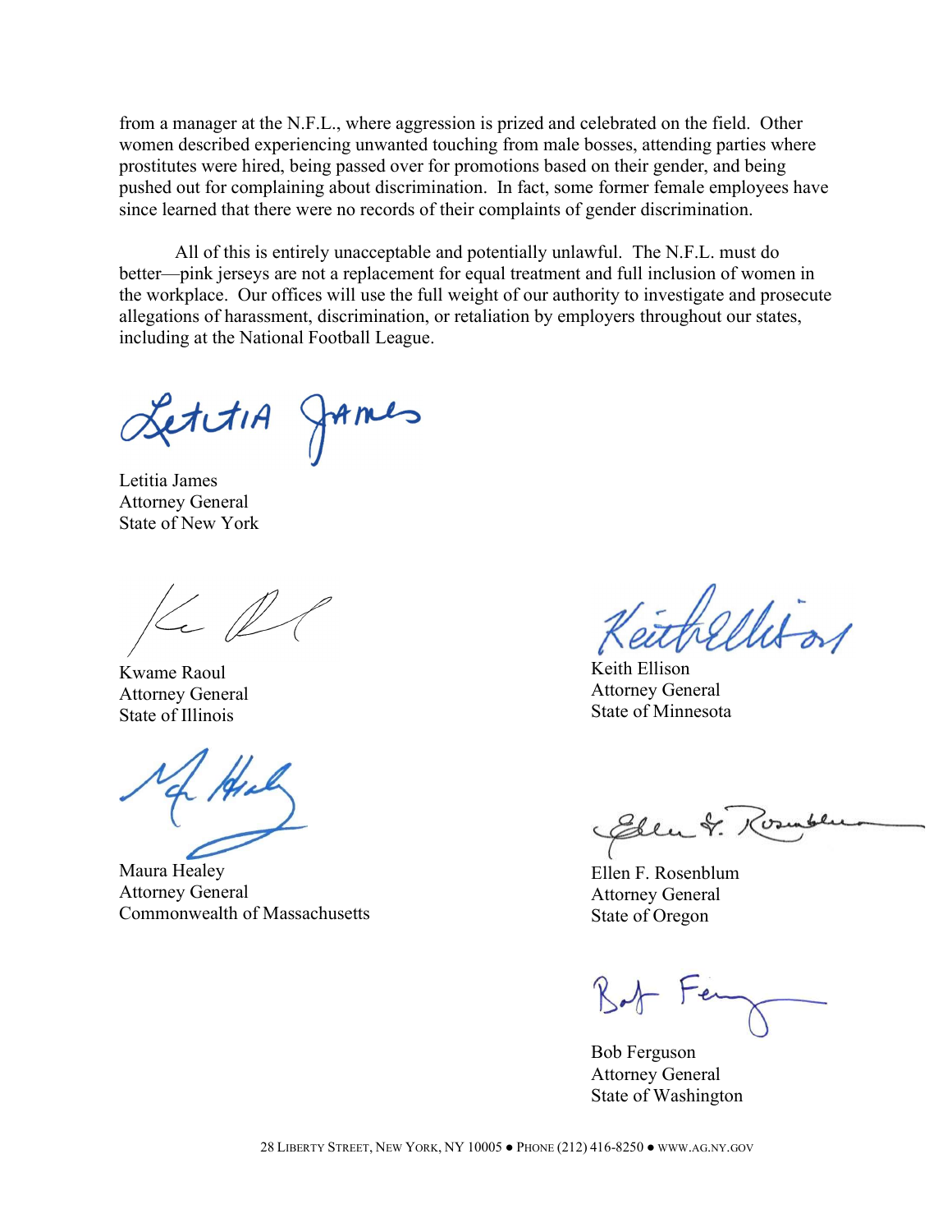from a manager at the N.F.L., where aggression is prized and celebrated on the field. Other women described experiencing unwanted touching from male bosses, attending parties where prostitutes were hired, being passed over for promotions based on their gender, and being pushed out for complaining about discrimination. In fact, some former female employees have since learned that there were no records of their complaints of gender discrimination.

All of this is entirely unacceptable and potentially unlawful. The N.F.L. must do better—pink jerseys are not a replacement for equal treatment and full inclusion of women in the workplace. Our offices will use the full weight of our authority to investigate and prosecute allegations of harassment, discrimination, or retaliation by employers throughout our states, including at the National Football League.

Letitia James
Attorney General
State of New York

Kwame Raoul
Attorney General
State of Illinois

Keith Ellison
Attorney General
State of Minnesota

Maura Healey
Attorney General
Commonwealth of Massachusetts

Ellen F. Rosenblum
Attorney General
State of Oregon

Bob Ferguson
Attorney General
State of Washington

28 Liberty Street, New York, NY 10005 ● Phone (212) 416-8250 ● www.ag.ny.gov